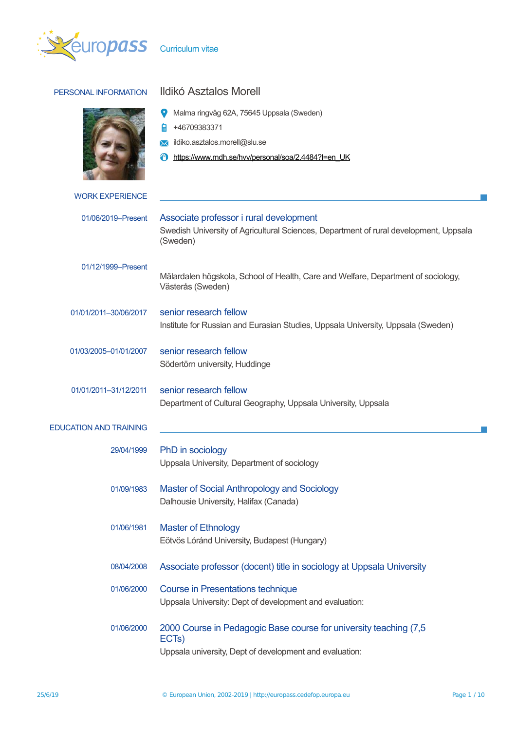# Curriculum vitae

## PERSONAL INFORMATION

**Ildikó Asztalos Morell**

- Malma ringväg 62A, 75645 Uppsala (Sweden)
- +46709383371
- ildiko.asztalos.morell@slu.se
- https://www.mdh.se/hvv/personal/soa/2.4484?l=en_UK

## WORK EXPERIENCE

**01/06/2019–Present** — **Associate professor i rural development**
Swedish University of Agricultural Sciences, Department of rural development, Uppsala (Sweden)

**01/12/1999–Present**
Mälardalen högskola, School of Health, Care and Welfare, Department of sociology, Västerås (Sweden)

**01/01/2011–30/06/2017** — **senior research fellow**
Institute for Russian and Eurasian Studies, Uppsala University, Uppsala (Sweden)

**01/03/2005–01/01/2007** — **senior research fellow**
Södertörn university, Huddinge

**01/01/2011–31/12/2011** — **senior research fellow**
Department of Cultural Geography, Uppsala University, Uppsala

## EDUCATION AND TRAINING

**29/04/1999** — **PhD in sociology**
Uppsala University, Department of sociology

**01/09/1983** — **Master of Social Anthropology and Sociology**
Dalhousie University, Halifax (Canada)

**01/06/1981** — **Master of Ethnology**
Eötvös Lóránd University, Budapest (Hungary)

**08/04/2008** — **Associate professor (docent) title in sociology at Uppsala University**

**01/06/2000** — **Course in Presentations technique**
Uppsala University: Dept of development and evaluation:

**01/06/2000** — **2000 Course in Pedagogic Base course for university teaching (7,5 ECTs)**
Uppsala university, Dept of development and evaluation: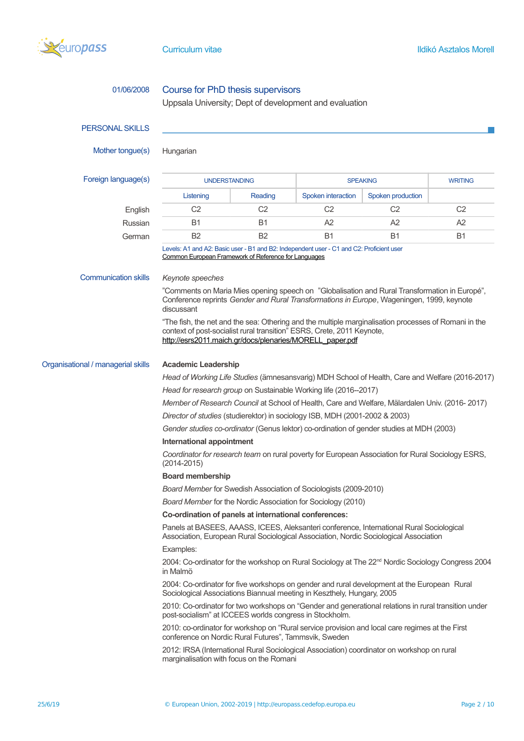01/06/2008 **Course for PhD thesis supervisors**

Uppsala University; Dept of development and evaluation

## PERSONAL SKILLS

**Mother tongue(s)**: Hungarian

**Foreign language(s)**

| | UNDERSTANDING | | SPEAKING | | WRITING |
|---|---|---|---|---|---|
| | Listening | Reading | Spoken interaction | Spoken production | |
| English | C2 | C2 | C2 | C2 | C2 |
| Russian | B1 | B1 | A2 | A2 | A2 |
| German | B2 | B2 | B1 | B1 | B1 |

Levels: A1 and A2: Basic user - B1 and B2: Independent user - C1 and C2: Proficient user
Common European Framework of Reference for Languages

**Communication skills**

*Keynote speeches*

"Comments on Maria Mies opening speech on "Globalisation and Rural Transformation in Europé", Conference reprints *Gender and Rural Transformations in Europe*, Wageningen, 1999, keynote discussant

"The fish, the net and the sea: Othering and the multiple marginalisation processes of Romani in the context of post-socialist rural transition" ESRS, Crete, 2011 Keynote, http://esrs2011.maich.gr/docs/plenaries/MORELL_paper.pdf

**Organisational / managerial skills**

**Academic Leadership**

*Head of Working Life Studies* (ämnesansvarig) MDH School of Health, Care and Welfare (2016-2017)

*Head for research group* on Sustainable Working life (2016–2017)

*Member of Research Council* at School of Health, Care and Welfare, Mälardalen Univ. (2016- 2017)

*Director of studies* (studierektor) in sociology ISB, MDH (2001-2002 & 2003)

*Gender studies co-ordinator* (Genus lektor) co-ordination of gender studies at MDH (2003)

**International appointment**

*Coordinator for research team* on rural poverty for European Association for Rural Sociology ESRS, (2014-2015)

**Board membership**

*Board Member* for Swedish Association of Sociologists (2009-2010)

*Board Member* for the Nordic Association for Sociology (2010)

**Co-ordination of panels at international conferences:**

Panels at BASEES, AAASS, ICEES, Aleksanteri conference, International Rural Sociological Association, European Rural Sociological Association, Nordic Sociological Association

Examples:

2004: Co-ordinator for the workshop on Rural Sociology at The 22nd Nordic Sociology Congress 2004 in Malmö

2004: Co-ordinator for five workshops on gender and rural development at the European Rural Sociological Associations Biannual meeting in Keszthely, Hungary, 2005

2010: Co-ordinator for two workshops on "Gender and generational relations in rural transition under post-socialism" at ICCEES worlds congress in Stockholm.

2010: co-ordinator for workshop on "Rural service provision and local care regimes at the First conference on Nordic Rural Futures", Tammsvik, Sweden

2012: IRSA (International Rural Sociological Association) coordinator on workshop on rural marginalisation with focus on the Romani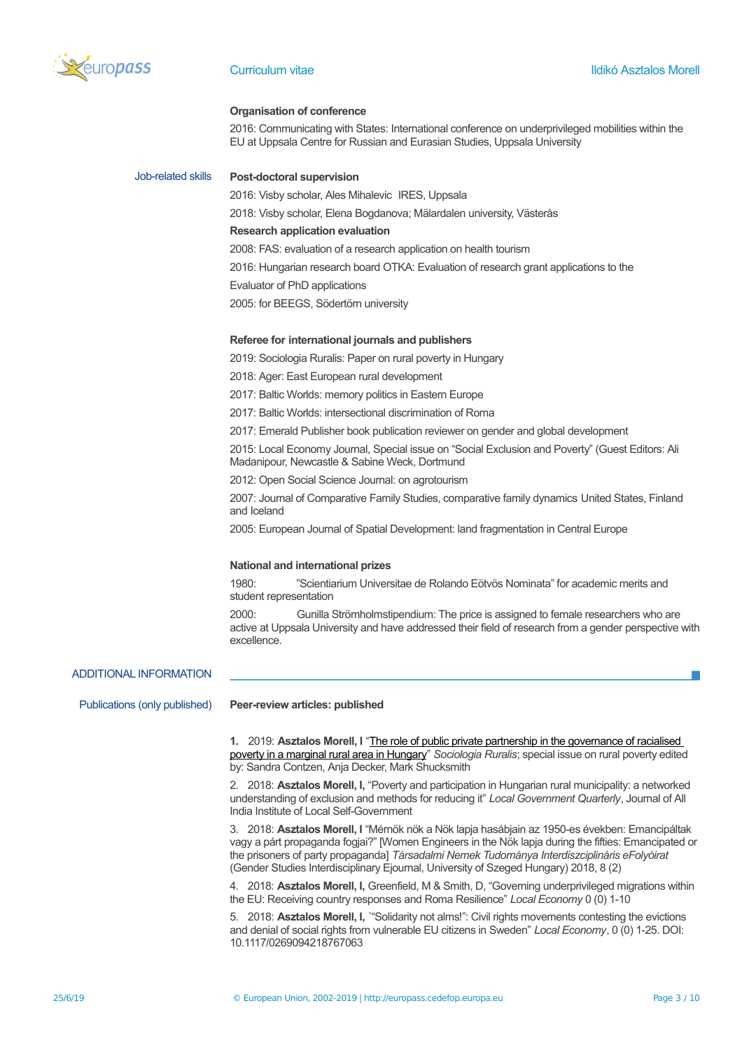### Organisation of conference

2016: Communicating with States: International conference on underprivileged mobilities within the EU at Uppsala Centre for Russian and Eurasian Studies, Uppsala University

## Job-related skills

### Post-doctoral supervision

2016: Visby scholar, Ales Mihalevic IRES, Uppsala

2018: Visby scholar, Elena Bogdanova; Mälardalen university, Västerås

### Research application evaluation

2008: FAS: evaluation of a research application on health tourism

2016: Hungarian research board OTKA: Evaluation of research grant applications to the

Evaluator of PhD applications

2005: for BEEGS, Södertörn university

### Referee for international journals and publishers

2019: Sociologia Ruralis: Paper on rural poverty in Hungary

2018: Ager: East European rural development

2017: Baltic Worlds: memory politics in Eastern Europe

2017: Baltic Worlds: intersectional discrimination of Roma

2017: Emerald Publisher book publication reviewer on gender and global development

2015: Local Economy Journal, Special issue on "Social Exclusion and Poverty" (Guest Editors: Ali Madanipour, Newcastle & Sabine Weck, Dortmund

2012: Open Social Science Journal: on agrotourism

2007: Journal of Comparative Family Studies, comparative family dynamics United States, Finland and Iceland

2005: European Journal of Spatial Development: land fragmentation in Central Europe

### National and international prizes

1980: "Scientiarium Universitae de Rolando Eötvös Nominata" for academic merits and student representation

2000: Gunilla Strömholmstipendium: The price is assigned to female researchers who are active at Uppsala University and have addressed their field of research from a gender perspective with excellence.

## ADDITIONAL INFORMATION

## Publications (only published)

### Peer-review articles: published

**1.** 2019: **Asztalos Morell, I** "The role of public private partnership in the governance of racialised poverty in a marginal rural area in Hungary" *Sociologia Ruralis*; special issue on rural poverty edited by: Sandra Contzen, Anja Decker, Mark Shucksmith

2. 2018: **Asztalos Morell, I,** "Poverty and participation in Hungarian rural municipality: a networked understanding of exclusion and methods for reducing it" *Local Government Quarterly*, Journal of All India Institute of Local Self-Government

3. 2018: **Asztalos Morell, I** "Mérnök nők a Nők lapja hasábjain az 1950-es években: Emancipáltak vagy a párt propaganda fogjai?" [Women Engineers in the Nők lapja during the fifties: Emancipated or the prisoners of party propaganda] *Társadalmi Nemek Tudománya Interdiszciplináris eFolyóirat* (Gender Studies Interdisciplinary Ejournal, University of Szeged Hungary) 2018, 8 (2)

4. 2018: **Asztalos Morell, I,** Greenfield, M & Smith, D, "Governing underprivileged migrations within the EU: Receiving country responses and Roma Resilience" *Local Economy* 0 (0) 1-10

5. 2018: **Asztalos Morell, I,** ´"Solidarity not alms!": Civil rights movements contesting the evictions and denial of social rights from vulnerable EU citizens in Sweden" *Local Economy*, 0 (0) 1-25. DOI: 10.1117/0269094218767063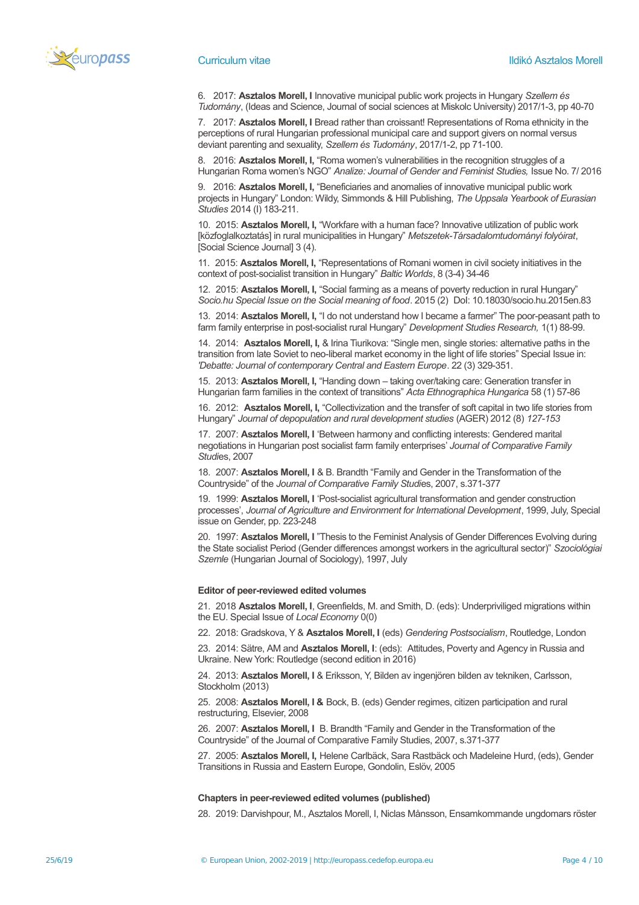6. 2017: **Asztalos Morell, I** Innovative municipal public work projects in Hungary *Szellem és Tudomány*, (Ideas and Science, Journal of social sciences at Miskolc University) 2017/1-3, pp 40-70

7. 2017: **Asztalos Morell, I** Bread rather than croissant! Representations of Roma ethnicity in the perceptions of rural Hungarian professional municipal care and support givers on normal versus deviant parenting and sexuality, *Szellem és Tudomány*, 2017/1-2, pp 71-100.

8. 2016: **Asztalos Morell, I,** "Roma women's vulnerabilities in the recognition struggles of a Hungarian Roma women's NGO" *Analize: Journal of Gender and Feminist Studies,* Issue No. 7/ 2016

9. 2016: **Asztalos Morell, I,** "Beneficiaries and anomalies of innovative municipal public work projects in Hungary" London: Wildy, Simmonds & Hill Publishing, *The Uppsala Yearbook of Eurasian Studies* 2014 (I) 183-211.

10. 2015: **Asztalos Morell, I,** "Workfare with a human face? Innovative utilization of public work [közfoglalkoztatás] in rural municipalities in Hungary" *Metszetek-Társadalomtudományi folyóirat*, [Social Science Journal] 3 (4).

11. 2015: **Asztalos Morell, I,** "Representations of Romani women in civil society initiatives in the context of post-socialist transition in Hungary" *Baltic Worlds*, 8 (3-4) 34-46

12. 2015: **Asztalos Morell, I,** "Social farming as a means of poverty reduction in rural Hungary" *Socio.hu Special Issue on the Social meaning of food*. 2015 (2) DoI: 10.18030/socio.hu.2015en.83

13. 2014: **Asztalos Morell, I,** "I do not understand how I became a farmer" The poor-peasant path to farm family enterprise in post-socialist rural Hungary" *Development Studies Research,* 1(1) 88-99.

14. 2014: **Asztalos Morell, I,** & Irina Tiurikova: "Single men, single stories: alternative paths in the transition from late Soviet to neo-liberal market economy in the light of life stories" Special Issue in: *'Debatte: Journal of contemporary Central and Eastern Europe*. 22 (3) 329-351.

15. 2013: **Asztalos Morell, I,** "Handing down – taking over/taking care: Generation transfer in Hungarian farm families in the context of transitions" *Acta Ethnographica Hungarica* 58 (1) 57-86

16. 2012: **Asztalos Morell, I,** "Collectivization and the transfer of soft capital in two life stories from Hungary" *Journal of depopulation and rural development studies* (AGER) 2012 (8) *127-153*

17. 2007: **Asztalos Morell, I** 'Between harmony and conflicting interests: Gendered marital negotiations in Hungarian post socialist farm family enterprises' *Journal of Comparative Family Studies*, 2007

18. 2007: **Asztalos Morell, I** & B. Brandth "Family and Gender in the Transformation of the Countryside" of the *Journal of Comparative Family Studie*s, 2007, s.371-377

19. 1999: **Asztalos Morell, I** 'Post-socialist agricultural transformation and gender construction processes', *Journal of Agriculture and Environment for International Development*, 1999, July, Special issue on Gender, pp. 223-248

20. 1997: **Asztalos Morell, I** "Thesis to the Feminist Analysis of Gender Differences Evolving during the State socialist Period (Gender differences amongst workers in the agricultural sector)" *Szociológiai Szemle* (Hungarian Journal of Sociology), 1997, July

**Editor of peer-reviewed edited volumes**

21. 2018 **Asztalos Morell, I**, Greenfields, M. and Smith, D. (eds): Underpriviliged migrations within the EU. Special Issue of *Local Economy* 0(0)

22. 2018: Gradskova, Y & **Asztalos Morell, I** (eds) *Gendering Postsocialism*, Routledge, London

23. 2014: Sätre, AM and **Asztalos Morell, I**: (eds): Attitudes, Poverty and Agency in Russia and Ukraine. New York: Routledge (second edition in 2016)

24. 2013: **Asztalos Morell, I** & Eriksson, Y, Bilden av ingenjören bilden av tekniken, Carlsson, Stockholm (2013)

25. 2008: **Asztalos Morell, I &** Bock, B. (eds) Gender regimes, citizen participation and rural restructuring, Elsevier, 2008

26. 2007: **Asztalos Morell, I** B. Brandth "Family and Gender in the Transformation of the Countryside" of the Journal of Comparative Family Studies, 2007, s.371-377

27. 2005: **Asztalos Morell, I,** Helene Carlbäck, Sara Rastbäck och Madeleine Hurd, (eds), Gender Transitions in Russia and Eastern Europe, Gondolin, Eslöv, 2005

**Chapters in peer-reviewed edited volumes (published)**

28. 2019: Darvishpour, M., Asztalos Morell, I, Niclas Månsson, Ensamkommande ungdomars röster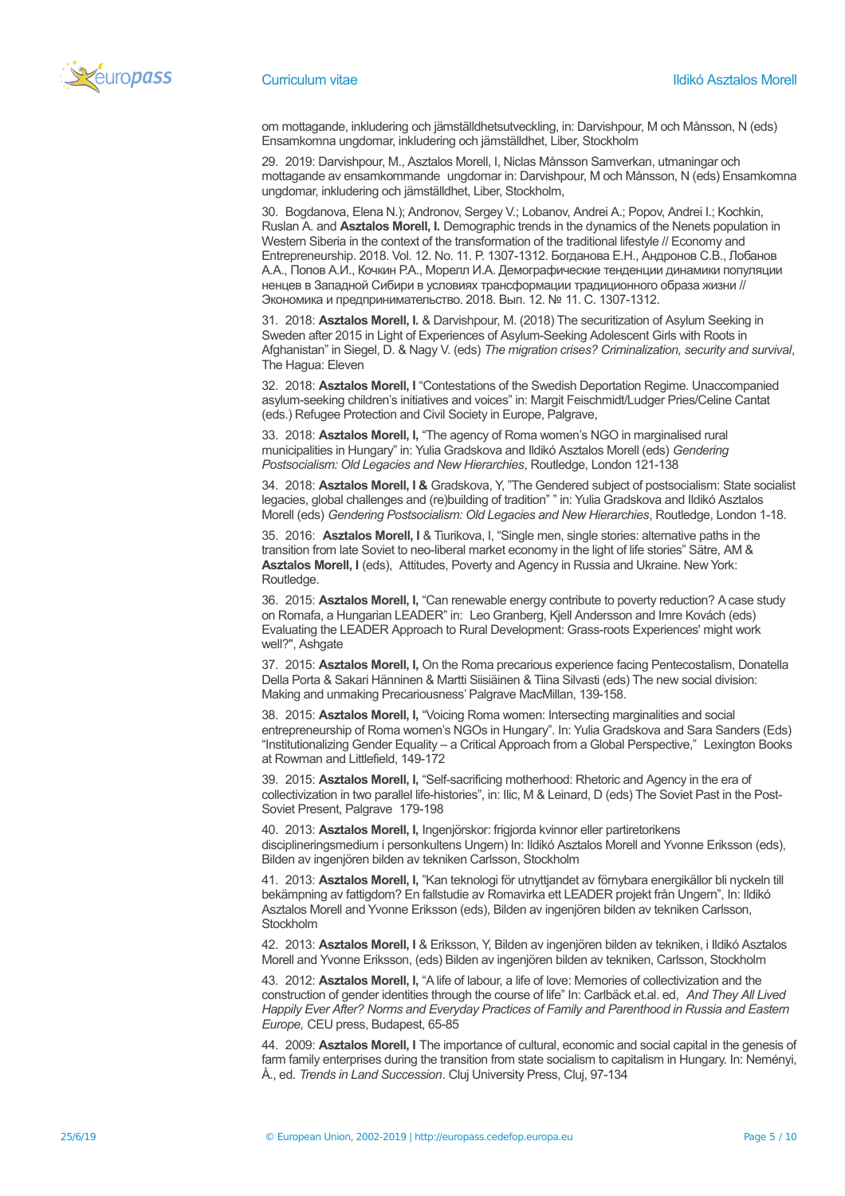om mottagande, inkludering och jämställdhetsutveckling, in: Darvishpour, M och Månsson, N (eds) Ensamkomna ungdomar, inkludering och jämställdhet, Liber, Stockholm

29. 2019: Darvishpour, M., Asztalos Morell, I, Niclas Månsson Samverkan, utmaningar och mottagande av ensamkommande ungdomar in: Darvishpour, M och Månsson, N (eds) Ensamkomna ungdomar, inkludering och jämställdhet, Liber, Stockholm,

30. Bogdanova, Elena N.); Andronov, Sergey V.; Lobanov, Andrei A.; Popov, Andrei I.; Kochkin, Ruslan A. and **Asztalos Morell, I.** Demographic trends in the dynamics of the Nenets population in Western Siberia in the context of the transformation of the traditional lifestyle // Economy and Entrepreneurship. 2018. Vol. 12. No. 11. P. 1307-1312. Богданова Е.Н., Андронов С.В., Лобанов А.А., Попов А.И., Кочкин Р.А., Морелл И.А. Демографические тенденции динамики популяции ненцев в Западной Сибири в условиях трансформации традиционного образа жизни // Экономика и предпринимательство. 2018. Вып. 12. № 11. С. 1307-1312.

31. 2018: **Asztalos Morell, I.** & Darvishpour, M. (2018) The securitization of Asylum Seeking in Sweden after 2015 in Light of Experiences of Asylum-Seeking Adolescent Girls with Roots in Afghanistan" in Siegel, D. & Nagy V. (eds) *The migration crises? Criminalization, security and survival*, The Hague: Eleven

32. 2018: **Asztalos Morell, I** "Contestations of the Swedish Deportation Regime. Unaccompanied asylum-seeking children's initiatives and voices" in: Margit Feischmidt/Ludger Pries/Celine Cantat (eds.) Refugee Protection and Civil Society in Europe, Palgrave,

33. 2018: **Asztalos Morell, I,** "The agency of Roma women's NGO in marginalised rural municipalities in Hungary" in: Yulia Gradskova and Ildikó Asztalos Morell (eds) *Gendering Postsocialism: Old Legacies and New Hierarchies*, Routledge, London 121-138

34. 2018: **Asztalos Morell, I &** Gradskova, Y, "The Gendered subject of postsocialism: State socialist legacies, global challenges and (re)building of tradition" " in: Yulia Gradskova and Ildikó Asztalos Morell (eds) *Gendering Postsocialism: Old Legacies and New Hierarchies*, Routledge, London 1-18.

35. 2016: **Asztalos Morell, I** & Tiurikova, I, "Single men, single stories: alternative paths in the transition from late Soviet to neo-liberal market economy in the light of life stories" Sätre, AM & **Asztalos Morell, I** (eds), Attitudes, Poverty and Agency in Russia and Ukraine. New York: Routledge.

36. 2015: **Asztalos Morell, I,** "Can renewable energy contribute to poverty reduction? A case study on Romafa, a Hungarian LEADER" in: Leo Granberg, Kjell Andersson and Imre Kovách (eds) Evaluating the LEADER Approach to Rural Development: Grass-roots Experiences' might work well?", Ashgate

37. 2015: **Asztalos Morell, I,** On the Roma precarious experience facing Pentecostalism, Donatella Della Porta & Sakari Hänninen & Martti Siisiäinen & Tiina Silvasti (eds) The new social division: Making and unmaking Precariousness' Palgrave MacMillan, 139-158.

38. 2015: **Asztalos Morell, I,** "Voicing Roma women: Intersecting marginalities and social entrepreneurship of Roma women's NGOs in Hungary". In: Yulia Gradskova and Sara Sanders (Eds) "Institutionalizing Gender Equality – a Critical Approach from a Global Perspective," Lexington Books at Rowman and Littlefield, 149-172

39. 2015: **Asztalos Morell, I,** "Self-sacrificing motherhood: Rhetoric and Agency in the era of collectivization in two parallel life-histories", in: Ilic, M & Leinard, D (eds) The Soviet Past in the Post-Soviet Present, Palgrave 179-198

40. 2013: **Asztalos Morell, I,** Ingenjörskor: frigjorda kvinnor eller partiretorikens disciplineringsmedium i personkultens Ungern) In: Ildikó Asztalos Morell and Yvonne Eriksson (eds), Bilden av ingenjören bilden av tekniken Carlsson, Stockholm

41. 2013: **Asztalos Morell, I,** "Kan teknologi för utnyttjandet av förnybara energikällor bli nyckeln till bekämpning av fattigdom? En fallstudie av Romavirka ett LEADER projekt från Ungern", In: Ildikó Asztalos Morell and Yvonne Eriksson (eds), Bilden av ingenjören bilden av tekniken Carlsson, Stockholm

42. 2013: **Asztalos Morell, I** & Eriksson, Y, Bilden av ingenjören bilden av tekniken, i Ildikó Asztalos Morell and Yvonne Eriksson, (eds) Bilden av ingenjören bilden av tekniken, Carlsson, Stockholm

43. 2012: **Asztalos Morell, I,** "A life of labour, a life of love: Memories of collectivization and the construction of gender identities through the course of life" In: Carlbäck et.al. ed, *And They All Lived Happily Ever After? Norms and Everyday Practices of Family and Parenthood in Russia and Eastern Europe,* CEU press, Budapest, 65-85

44. 2009: **Asztalos Morell, I** The importance of cultural, economic and social capital in the genesis of farm family enterprises during the transition from state socialism to capitalism in Hungary. In: Neményi, À., ed. *Trends in Land Succession*. Cluj University Press, Cluj, 97-134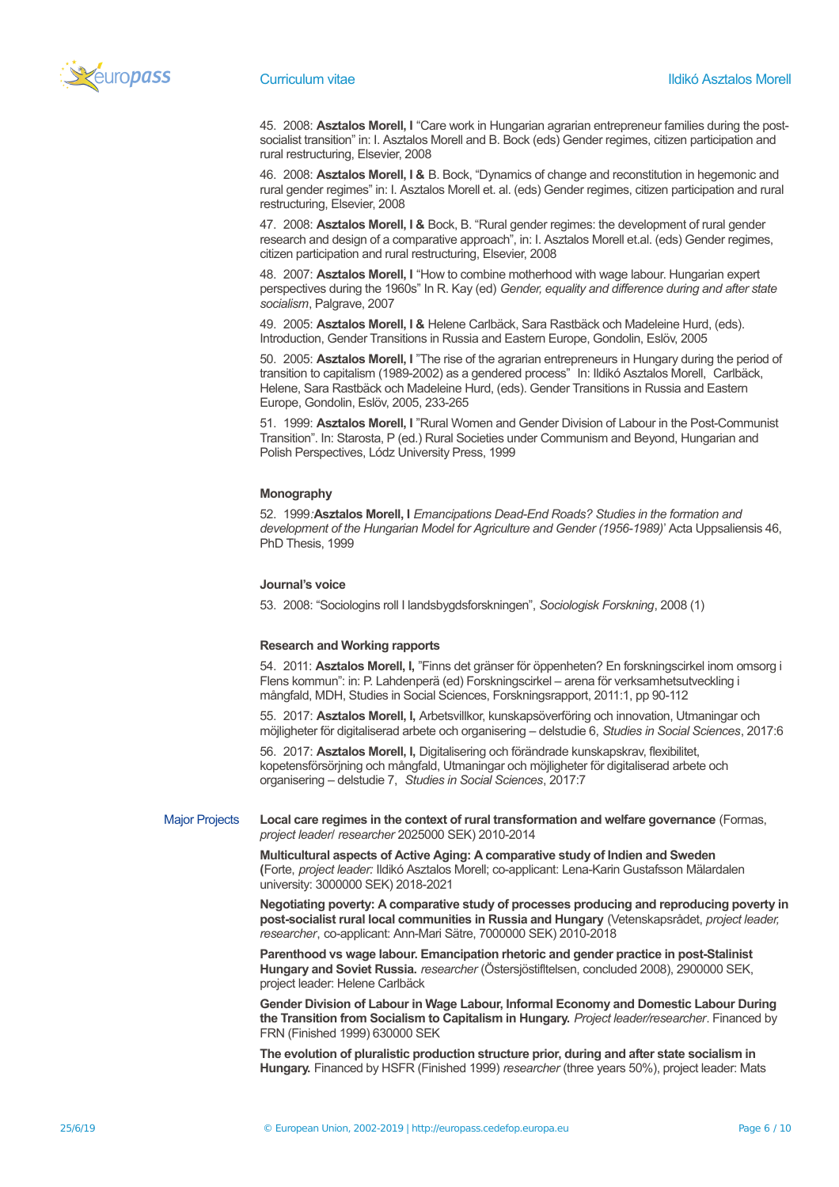45. 2008: **Asztalos Morell, I** "Care work in Hungarian agrarian entrepreneur families during the post-socialist transition" in: I. Asztalos Morell and B. Bock (eds) Gender regimes, citizen participation and rural restructuring, Elsevier, 2008

46. 2008: **Asztalos Morell, I &** B. Bock, "Dynamics of change and reconstitution in hegemonic and rural gender regimes" in: I. Asztalos Morell et. al. (eds) Gender regimes, citizen participation and rural restructuring, Elsevier, 2008

47. 2008: **Asztalos Morell, I &** Bock, B. "Rural gender regimes: the development of rural gender research and design of a comparative approach", in: I. Asztalos Morell et.al. (eds) Gender regimes, citizen participation and rural restructuring, Elsevier, 2008

48. 2007: **Asztalos Morell, I** "How to combine motherhood with wage labour. Hungarian expert perspectives during the 1960s" In R. Kay (ed) *Gender, equality and difference during and after state socialism*, Palgrave, 2007

49. 2005: **Asztalos Morell, I &** Helene Carlbäck, Sara Rastbäck och Madeleine Hurd, (eds). Introduction, Gender Transitions in Russia and Eastern Europe, Gondolin, Eslöv, 2005

50. 2005: **Asztalos Morell, I** "The rise of the agrarian entrepreneurs in Hungary during the period of transition to capitalism (1989-2002) as a gendered process" In: Ildikó Asztalos Morell, Carlbäck, Helene, Sara Rastbäck och Madeleine Hurd, (eds). Gender Transitions in Russia and Eastern Europe, Gondolin, Eslöv, 2005, 233-265

51. 1999: **Asztalos Morell, I** "Rural Women and Gender Division of Labour in the Post-Communist Transition". In: Starosta, P (ed.) Rural Societies under Communism and Beyond, Hungarian and Polish Perspectives, Lódz University Press, 1999

**Monography**

52. 1999:**Asztalos Morell, I** *Emancipations Dead-End Roads? Studies in the formation and development of the Hungarian Model for Agriculture and Gender (1956-1989)*' Acta Uppsaliensis 46, PhD Thesis, 1999

**Journal's voice**

53. 2008: "Sociologins roll I landsbygdsforskningen", *Sociologisk Forskning*, 2008 (1)

**Research and Working rapports**

54. 2011: **Asztalos Morell, I,** "Finns det gränser för öppenheten? En forskningscirkel inom omsorg i Flens kommun": in: P. Lahdenperä (ed) Forskningscirkel – arena för verksamhetsutveckling i mångfald, MDH, Studies in Social Sciences, Forskningsrapport, 2011:1, pp 90-112

55. 2017: **Asztalos Morell, I,** Arbetsvillkor, kunskapsöverföring och innovation, Utmaningar och möjligheter för digitaliserad arbete och organisering – delstudie 6, *Studies in Social Sciences*, 2017:6

56. 2017: **Asztalos Morell, I,** Digitalisering och förändrade kunskapskrav, flexibilitet, kopetensförsörjning och mångfald, Utmaningar och möjligheter för digitaliserad arbete och organisering – delstudie 7, *Studies in Social Sciences*, 2017:7

## Major Projects

**Local care regimes in the context of rural transformation and welfare governance** (Formas, *project leader/ researcher* 2025000 SEK) 2010-2014

**Multicultural aspects of Active Aging: A comparative study of Indien and Sweden (**Forte, *project leader:* Ildikó Asztalos Morell; co-applicant: Lena-Karin Gustafsson Mälardalen university: 3000000 SEK) 2018-2021

**Negotiating poverty: A comparative study of processes producing and reproducing poverty in post-socialist rural local communities in Russia and Hungary** (Vetenskapsrådet, *project leader, researcher*, co-applicant: Ann-Mari Sätre, 7000000 SEK) 2010-2018

**Parenthood vs wage labour. Emancipation rhetoric and gender practice in post-Stalinist Hungary and Soviet Russia.** *researcher* (Östersjöstifltelsen, concluded 2008), 2900000 SEK, project leader: Helene Carlbäck

**Gender Division of Labour in Wage Labour, Informal Economy and Domestic Labour During the Transition from Socialism to Capitalism in Hungary.** *Project leader/researcher*. Financed by FRN (Finished 1999) 630000 SEK

**The evolution of pluralistic production structure prior, during and after state socialism in Hungary.** Financed by HSFR (Finished 1999) *researcher* (three years 50%), project leader: Mats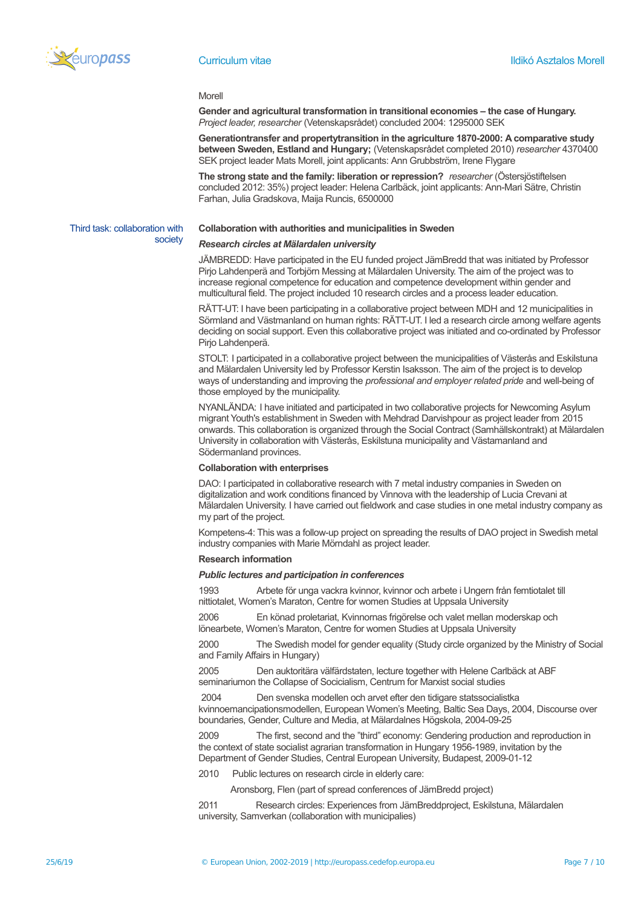Morell

**Gender and agricultural transformation in transitional economies – the case of Hungary.** *Project leader, researcher* (Vetenskapsrådet) concluded 2004: 1295000 SEK

**Generationtransfer and propertytransition in the agriculture 1870-2000: A comparative study between Sweden, Estland and Hungary;** (Vetenskapsrådet completed 2010) *researcher* 4370400 SEK project leader Mats Morell, joint applicants: Ann Grubbström, Irene Flygare

**The strong state and the family: liberation or repression?** *researcher* (Östersjöstiftelsen concluded 2012: 35%) project leader: Helena Carlbäck, joint applicants: Ann-Mari Sätre, Christin Farhan, Julia Gradskova, Maija Runcis, 6500000

## Third task: collaboration with society

### Collaboration with authorities and municipalities in Sweden

***Research circles at Mälardalen university***

JÄMBREDD: Have participated in the EU funded project JämBredd that was initiated by Professor Pirjo Lahdenperä and Torbjörn Messing at Mälardalen University. The aim of the project was to increase regional competence for education and competence development within gender and multicultural field. The project included 10 research circles and a process leader education.

RÄTT-UT: I have been participating in a collaborative project between MDH and 12 municipalities in Sörmland and Västmanland on human rights: RÄTT-UT. I led a research circle among welfare agents deciding on social support. Even this collaborative project was initiated and co-ordinated by Professor Pirjo Lahdenperä.

STOLT: I participated in a collaborative project between the municipalities of Västerås and Eskilstuna and Mälardalen University led by Professor Kerstin Isaksson. The aim of the project is to develop ways of understanding and improving the *professional and employer related pride* and well-being of those employed by the municipality.

NYANLÄNDA: I have initiated and participated in two collaborative projects for Newcoming Asylum migrant Youth's establishment in Sweden with Mehdrad Darvishpour as project leader from 2015 onwards. This collaboration is organized through the Social Contract (Samhällskontrakt) at Mälardalen University in collaboration with Västerås, Eskilstuna municipality and Västamanland and Södermanland provinces.

### Collaboration with enterprises

DAO: I participated in collaborative research with 7 metal industry companies in Sweden on digitalization and work conditions financed by Vinnova with the leadership of Lucia Crevani at Mälardalen University. I have carried out fieldwork and case studies in one metal industry company as my part of the project.

Kompetens-4: This was a follow-up project on spreading the results of DAO project in Swedish metal industry companies with Marie Mörndahl as project leader.

### Research information

***Public lectures and participation in conferences***

1993 Arbete för unga vackra kvinnor, kvinnor och arbete i Ungern från femtiotalet till nittiotalet, Women's Maraton, Centre for women Studies at Uppsala University

2006 En könad proletariat, Kvinnornas frigörelse och valet mellan moderskap och lönearbete, Women's Maraton, Centre for women Studies at Uppsala University

2000 The Swedish model for gender equality (Study circle organized by the Ministry of Social and Family Affairs in Hungary)

2005 Den auktoritära välfärdstaten, lecture together with Helene Carlbäck at ABF seminariumon the Collapse of Socicialism, Centrum for Marxist social studies

2004 Den svenska modellen och arvet efter den tidigare statssocialistka kvinnoemancipationsmodellen, European Women's Meeting, Baltic Sea Days, 2004, Discourse over boundaries, Gender, Culture and Media, at Mälardalnes Högskola, 2004-09-25

2009 The first, second and the "third" economy: Gendering production and reproduction in the context of state socialist agrarian transformation in Hungary 1956-1989, invitation by the Department of Gender Studies, Central European University, Budapest, 2009-01-12

2010 Public lectures on research circle in elderly care:

Aronsborg, Flen (part of spread conferences of JämBredd project)

2011 Research circles: Experiences from JämBreddproject, Eskilstuna, Mälardalen university, Samverkan (collaboration with municipalities)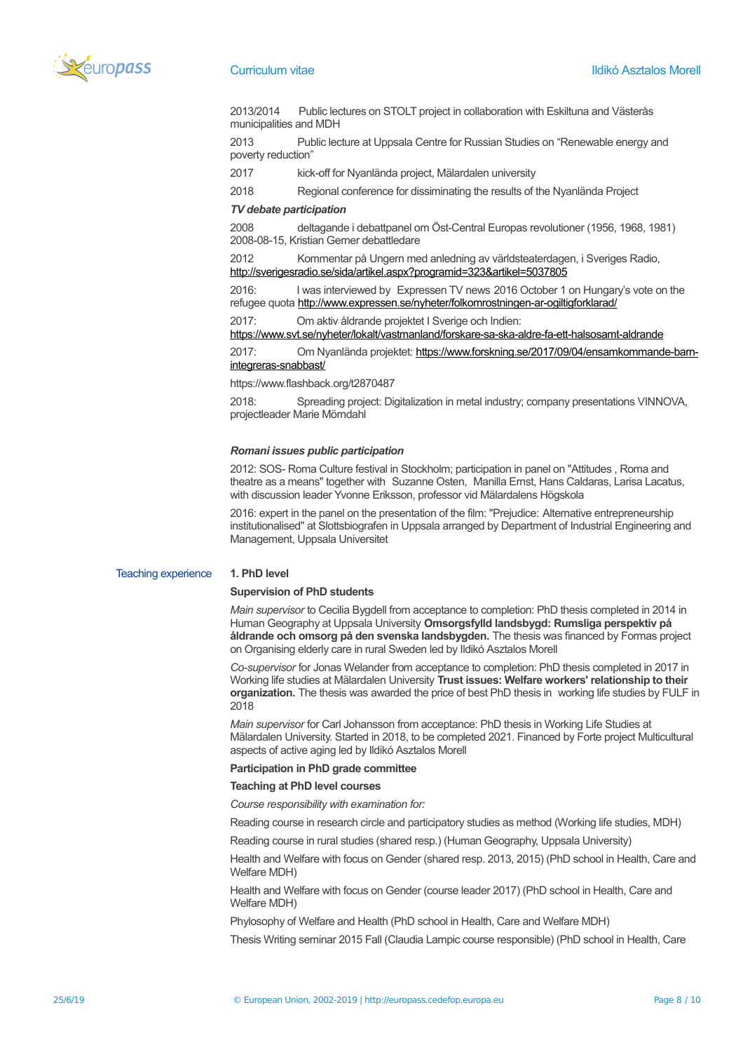2013/2014 Public lectures on STOLT project in collaboration with Eskiltuna and Västerås municipalities and MDH

2013 Public lecture at Uppsala Centre for Russian Studies on "Renewable energy and poverty reduction"

2017 kick-off for Nyanlända project, Mälardalen university

2018 Regional conference for dissiminating the results of the Nyanlända Project

***TV debate participation***

2008 deltagande i debattpanel om Öst-Central Europas revolutioner (1956, 1968, 1981) 2008-08-15, Kristian Gerner debattledare

2012 Kommentar på Ungern med anledning av världsteaterdagen, i Sveriges Radio, http://sverigesradio.se/sida/artikel.aspx?programid=323&artikel=5037805

2016: I was interviewed by Expressen TV news 2016 October 1 on Hungary's vote on the refugee quota http://www.expressen.se/nyheter/folkomrostningen-ar-ogiltigforklarad/

2017: Om aktiv åldrande projektet I Sverige och Indien: https://www.svt.se/nyheter/lokalt/vastmanland/forskare-sa-ska-aldre-fa-ett-halsosamt-aldrande

2017: Om Nyanlända projektet: https://www.forskning.se/2017/09/04/ensamkommande-barn-integreras-snabbast/

https://www.flashback.org/t2870487

2018: Spreading project: Digitalization in metal industry; company presentations VINNOVA, projectleader Marie Mörndahl

***Romani issues public participation***

2012: SOS- Roma Culture festival in Stockholm; participation in panel on "Attitudes , Roma and theatre as a means" together with Suzanne Osten, Manilla Ernst, Hans Caldaras, Larisa Lacatus, with discussion leader Yvonne Eriksson, professor vid Mälardalens Högskola

2016: expert in the panel on the presentation of the film: "Prejudice: Alternative entrepreneurship institutionalised" at Slottsbiografen in Uppsala arranged by Department of Industrial Engineering and Management, Uppsala Universitet

## Teaching experience

**1. PhD level**

**Supervision of PhD students**

*Main supervisor* to Cecilia Bygdell from acceptance to completion: PhD thesis completed in 2014 in Human Geography at Uppsala University **Omsorgsfylld landsbygd: Rumsliga perspektiv på åldrande och omsorg på den svenska landsbygden.** The thesis was financed by Formas project on Organising elderly care in rural Sweden led by Ildikó Asztalos Morell

*Co-supervisor* for Jonas Welander from acceptance to completion: PhD thesis completed in 2017 in Working life studies at Mälardalen University **Trust issues: Welfare workers' relationship to their organization.** The thesis was awarded the price of best PhD thesis in working life studies by FULF in 2018

*Main supervisor* for Carl Johansson from acceptance: PhD thesis in Working Life Studies at Mälardalen University. Started in 2018, to be completed 2021. Financed by Forte project Multicultural aspects of active aging led by Ildikó Asztalos Morell

**Participation in PhD grade committee**

**Teaching at PhD level courses**

*Course responsibility with examination for:*

Reading course in research circle and participatory studies as method (Working life studies, MDH)

Reading course in rural studies (shared resp.) (Human Geography, Uppsala University)

Health and Welfare with focus on Gender (shared resp. 2013, 2015) (PhD school in Health, Care and Welfare MDH)

Health and Welfare with focus on Gender (course leader 2017) (PhD school in Health, Care and Welfare MDH)

Phylosophy of Welfare and Health (PhD school in Health, Care and Welfare MDH)

Thesis Writing seminar 2015 Fall (Claudia Lampic course responsible) (PhD school in Health, Care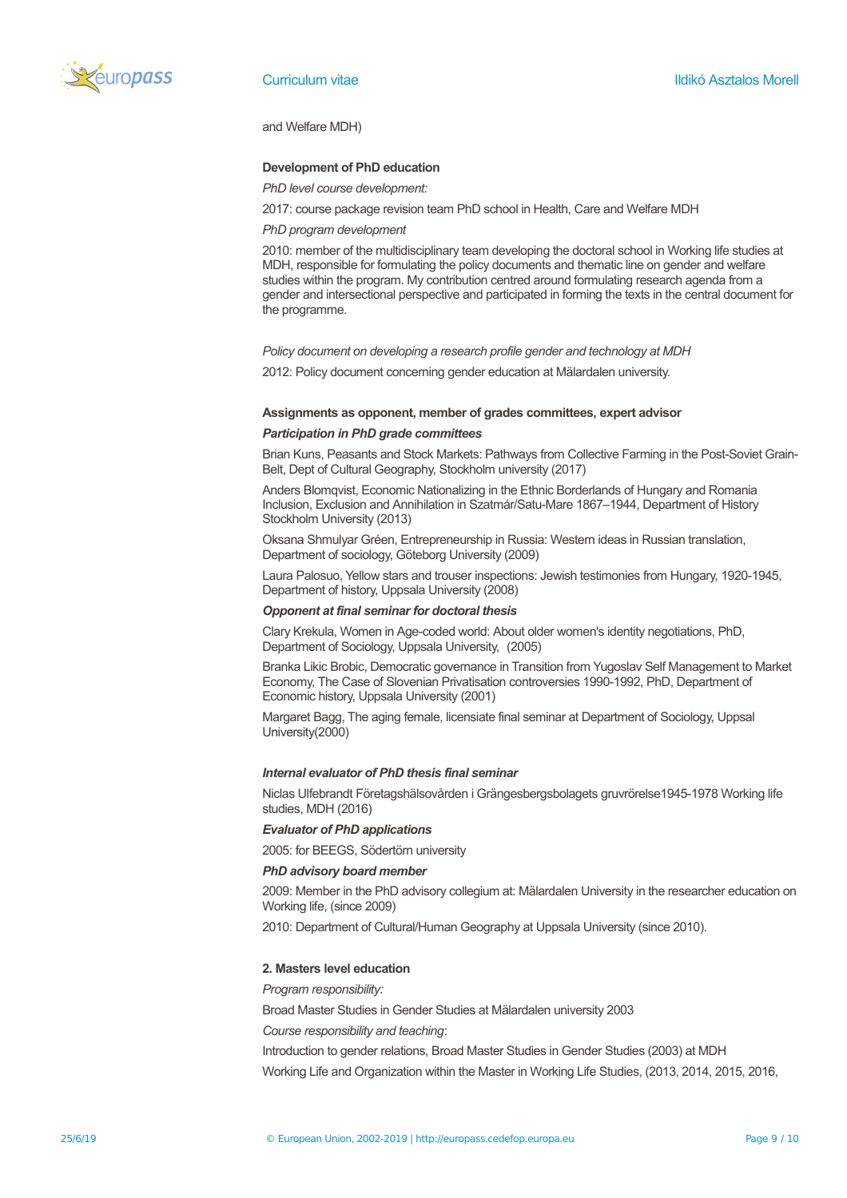and Welfare MDH)

**Development of PhD education**

*PhD level course development:*

2017: course package revision team PhD school in Health, Care and Welfare MDH

*PhD program development*

2010: member of the multidisciplinary team developing the doctoral school in Working life studies at MDH, responsible for formulating the policy documents and thematic line on gender and welfare studies within the program. My contribution centred around formulating research agenda from a gender and intersectional perspective and participated in forming the texts in the central document for the programme.

*Policy document on developing a research profile gender and technology at MDH*

2012: Policy document concerning gender education at Mälardalen university.

**Assignments as opponent, member of grades committees, expert advisor**

***Participation in PhD grade committees***

Brian Kuns, Peasants and Stock Markets: Pathways from Collective Farming in the Post-Soviet Grain-Belt, Dept of Cultural Geography, Stockholm university (2017)

Anders Blomqvist, Economic Nationalizing in the Ethnic Borderlands of Hungary and Romania Inclusion, Exclusion and Annihilation in Szatmár/Satu-Mare 1867–1944, Department of History Stockholm University (2013)

Oksana Shmulyar Gréen, Entrepreneurship in Russia: Western ideas in Russian translation, Department of sociology, Göteborg University (2009)

Laura Palosuo, Yellow stars and trouser inspections: Jewish testimonies from Hungary, 1920-1945, Department of history, Uppsala University (2008)

***Opponent at final seminar for doctoral thesis***

Clary Krekula, Women in Age-coded world: About older women's identity negotiations, PhD, Department of Sociology, Uppsala University, (2005)

Branka Likic Brobic, Democratic governance in Transition from Yugoslav Self Management to Market Economy, The Case of Slovenian Privatisation controversies 1990-1992, PhD, Department of Economic history, Uppsala University (2001)

Margaret Bagg, The aging female, licensiate final seminar at Department of Sociology, Uppsal University(2000)

***Internal evaluator of PhD thesis final seminar***

Niclas Ulfebrandt Företagshälsovården i Grängesbergsbolagets gruvrörelse1945-1978 Working life studies, MDH (2016)

***Evaluator of PhD applications***

2005: for BEEGS, Södertörn university

***PhD advisory board member***

2009: Member in the PhD advisory collegium at: Mälardalen University in the researcher education on Working life, (since 2009)

2010: Department of Cultural/Human Geography at Uppsala University (since 2010).

**2. Masters level education**

*Program responsibility:*

Broad Master Studies in Gender Studies at Mälardalen university 2003

*Course responsibility and teaching*:

Introduction to gender relations, Broad Master Studies in Gender Studies (2003) at MDH

Working Life and Organization within the Master in Working Life Studies, (2013, 2014, 2015, 2016,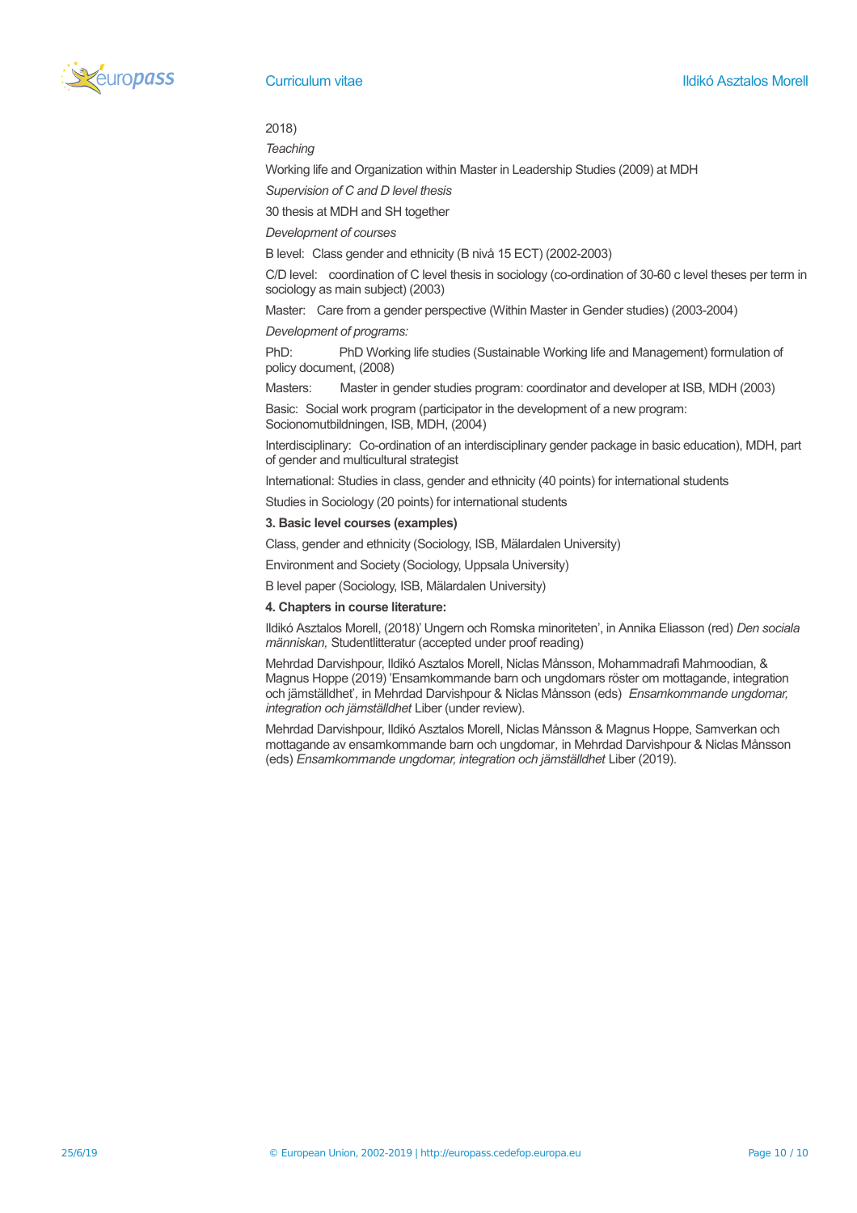2018)

*Teaching*

Working life and Organization within Master in Leadership Studies (2009) at MDH

*Supervision of C and D level thesis*

30 thesis at MDH and SH together

*Development of courses*

B level: Class gender and ethnicity (B nivå 15 ECT) (2002-2003)

C/D level: coordination of C level thesis in sociology (co-ordination of 30-60 c level theses per term in sociology as main subject) (2003)

Master: Care from a gender perspective (Within Master in Gender studies) (2003-2004)

*Development of programs:*

PhD: PhD Working life studies (Sustainable Working life and Management) formulation of policy document, (2008)

Masters: Master in gender studies program: coordinator and developer at ISB, MDH (2003)

Basic: Social work program (participator in the development of a new program: Socionomutbildningen, ISB, MDH, (2004)

Interdisciplinary: Co-ordination of an interdisciplinary gender package in basic education), MDH, part of gender and multicultural strategist

International: Studies in class, gender and ethnicity (40 points) for international students

Studies in Sociology (20 points) for international students

**3. Basic level courses (examples)**

Class, gender and ethnicity (Sociology, ISB, Mälardalen University)

Environment and Society (Sociology, Uppsala University)

B level paper (Sociology, ISB, Mälardalen University)

**4. Chapters in course literature:**

Ildikó Asztalos Morell, (2018)' Ungern och Romska minoriteten', in Annika Eliasson (red) *Den sociala människan,* Studentlitteratur (accepted under proof reading)

Mehrdad Darvishpour, Ildikó Asztalos Morell, Niclas Månsson, Mohammadrafi Mahmoodian, & Magnus Hoppe (2019) 'Ensamkommande barn och ungdomars röster om mottagande, integration och jämställdhet', in Mehrdad Darvishpour & Niclas Månsson (eds) *Ensamkommande ungdomar, integration och jämställdhet* Liber (under review).

Mehrdad Darvishpour, Ildikó Asztalos Morell, Niclas Månsson & Magnus Hoppe, Samverkan och mottagande av ensamkommande barn och ungdomar, in Mehrdad Darvishpour & Niclas Månsson (eds) *Ensamkommande ungdomar, integration och jämställdhet* Liber (2019).